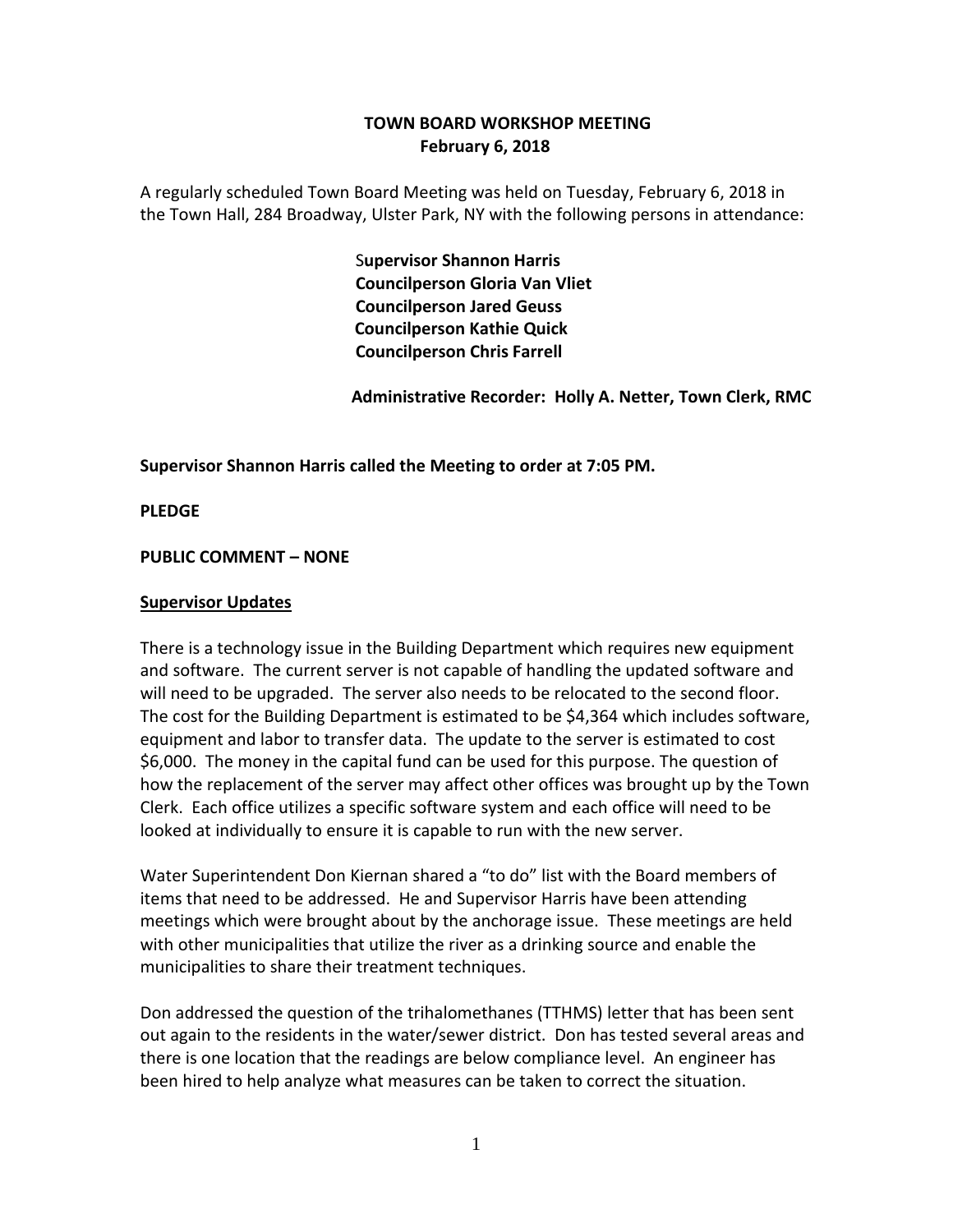# TOWN BOARD WORKSHOP MEETING
## February 6, 2018

A regularly scheduled Town Board Meeting was held on Tuesday, February 6, 2018 in the Town Hall, 284 Broadway, Ulster Park, NY with the following persons in attendance:

**Supervisor Shannon Harris**
**Councilperson Gloria Van Vliet**
**Councilperson Jared Geuss**
**Councilperson Kathie Quick**
**Councilperson Chris Farrell**

**Administrative Recorder: Holly A. Netter, Town Clerk, RMC**

**Supervisor Shannon Harris called the Meeting to order at 7:05 PM.**

**PLEDGE**

**PUBLIC COMMENT – NONE**

**Supervisor Updates**

There is a technology issue in the Building Department which requires new equipment and software. The current server is not capable of handling the updated software and will need to be upgraded. The server also needs to be relocated to the second floor. The cost for the Building Department is estimated to be $4,364 which includes software, equipment and labor to transfer data. The update to the server is estimated to cost $6,000. The money in the capital fund can be used for this purpose. The question of how the replacement of the server may affect other offices was brought up by the Town Clerk. Each office utilizes a specific software system and each office will need to be looked at individually to ensure it is capable to run with the new server.

Water Superintendent Don Kiernan shared a "to do" list with the Board members of items that need to be addressed. He and Supervisor Harris have been attending meetings which were brought about by the anchorage issue. These meetings are held with other municipalities that utilize the river as a drinking source and enable the municipalities to share their treatment techniques.

Don addressed the question of the trihalomethanes (TTHMS) letter that has been sent out again to the residents in the water/sewer district. Don has tested several areas and there is one location that the readings are below compliance level. An engineer has been hired to help analyze what measures can be taken to correct the situation.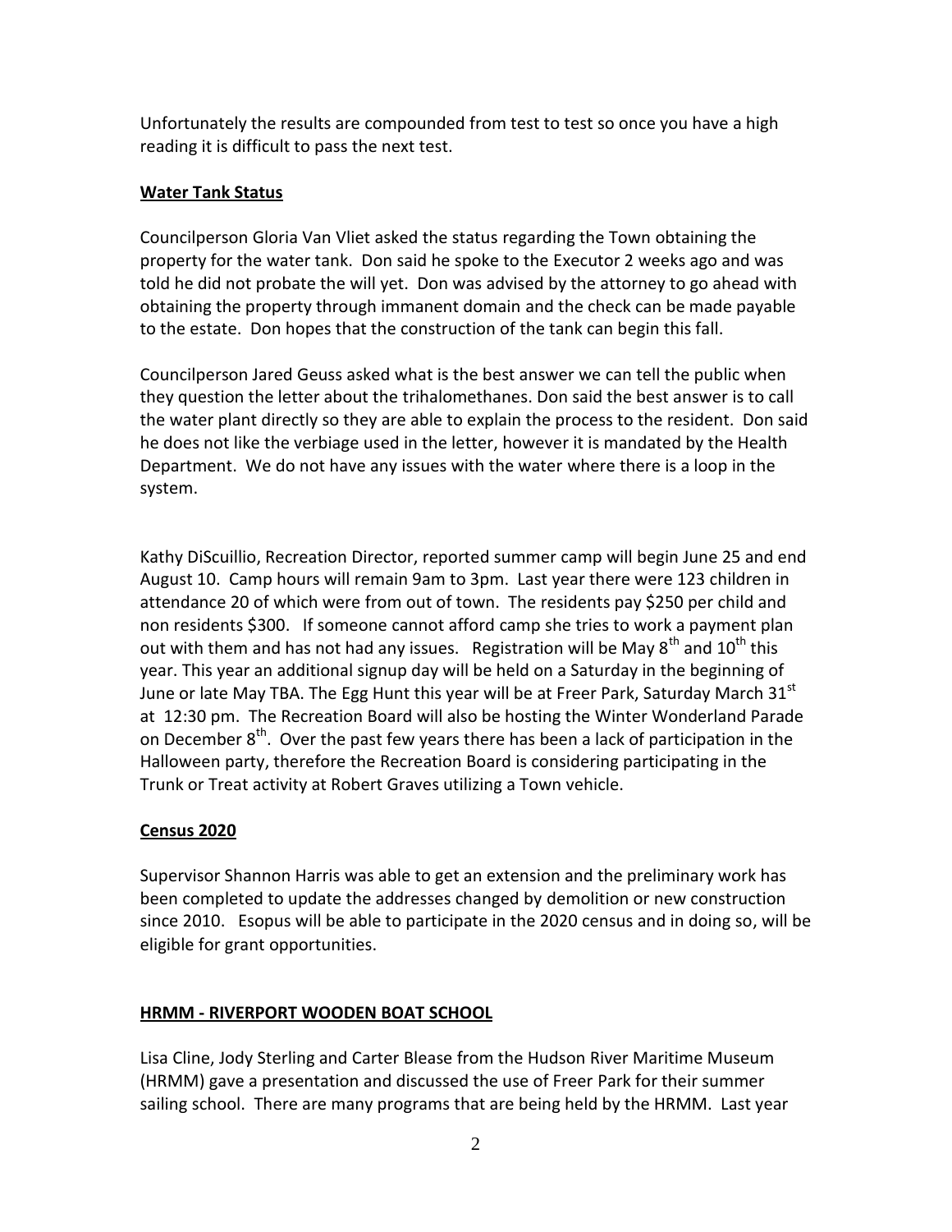Unfortunately the results are compounded from test to test so once you have a high reading it is difficult to pass the next test.

**Water Tank Status**

Councilperson Gloria Van Vliet asked the status regarding the Town obtaining the property for the water tank. Don said he spoke to the Executor 2 weeks ago and was told he did not probate the will yet. Don was advised by the attorney to go ahead with obtaining the property through immanent domain and the check can be made payable to the estate. Don hopes that the construction of the tank can begin this fall.

Councilperson Jared Geuss asked what is the best answer we can tell the public when they question the letter about the trihalomethanes. Don said the best answer is to call the water plant directly so they are able to explain the process to the resident. Don said he does not like the verbiage used in the letter, however it is mandated by the Health Department. We do not have any issues with the water where there is a loop in the system.

Kathy DiScuillio, Recreation Director, reported summer camp will begin June 25 and end August 10. Camp hours will remain 9am to 3pm. Last year there were 123 children in attendance 20 of which were from out of town. The residents pay $250 per child and non residents $300. If someone cannot afford camp she tries to work a payment plan out with them and has not had any issues. Registration will be May 8th and 10th this year. This year an additional signup day will be held on a Saturday in the beginning of June or late May TBA. The Egg Hunt this year will be at Freer Park, Saturday March 31st at 12:30 pm. The Recreation Board will also be hosting the Winter Wonderland Parade on December 8th. Over the past few years there has been a lack of participation in the Halloween party, therefore the Recreation Board is considering participating in the Trunk or Treat activity at Robert Graves utilizing a Town vehicle.

**Census 2020**

Supervisor Shannon Harris was able to get an extension and the preliminary work has been completed to update the addresses changed by demolition or new construction since 2010. Esopus will be able to participate in the 2020 census and in doing so, will be eligible for grant opportunities.

**HRMM - RIVERPORT WOODEN BOAT SCHOOL**

Lisa Cline, Jody Sterling and Carter Blease from the Hudson River Maritime Museum (HRMM) gave a presentation and discussed the use of Freer Park for their summer sailing school. There are many programs that are being held by the HRMM. Last year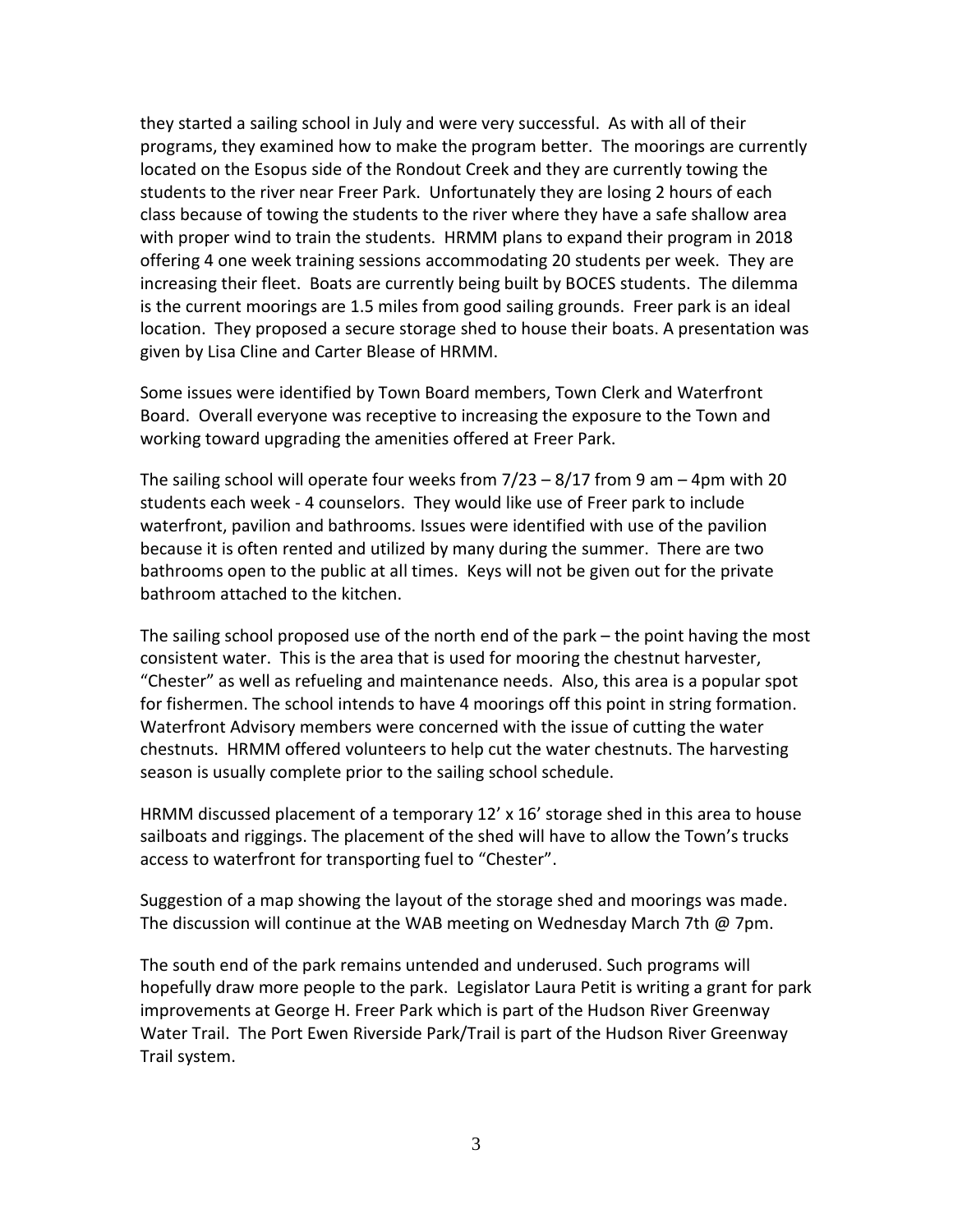they started a sailing school in July and were very successful. As with all of their programs, they examined how to make the program better. The moorings are currently located on the Esopus side of the Rondout Creek and they are currently towing the students to the river near Freer Park. Unfortunately they are losing 2 hours of each class because of towing the students to the river where they have a safe shallow area with proper wind to train the students. HRMM plans to expand their program in 2018 offering 4 one week training sessions accommodating 20 students per week. They are increasing their fleet. Boats are currently being built by BOCES students. The dilemma is the current moorings are 1.5 miles from good sailing grounds. Freer park is an ideal location. They proposed a secure storage shed to house their boats. A presentation was given by Lisa Cline and Carter Blease of HRMM.

Some issues were identified by Town Board members, Town Clerk and Waterfront Board. Overall everyone was receptive to increasing the exposure to the Town and working toward upgrading the amenities offered at Freer Park.

The sailing school will operate four weeks from 7/23 – 8/17 from 9 am – 4pm with 20 students each week - 4 counselors. They would like use of Freer park to include waterfront, pavilion and bathrooms. Issues were identified with use of the pavilion because it is often rented and utilized by many during the summer. There are two bathrooms open to the public at all times. Keys will not be given out for the private bathroom attached to the kitchen.

The sailing school proposed use of the north end of the park – the point having the most consistent water. This is the area that is used for mooring the chestnut harvester, "Chester" as well as refueling and maintenance needs. Also, this area is a popular spot for fishermen. The school intends to have 4 moorings off this point in string formation. Waterfront Advisory members were concerned with the issue of cutting the water chestnuts. HRMM offered volunteers to help cut the water chestnuts. The harvesting season is usually complete prior to the sailing school schedule.

HRMM discussed placement of a temporary 12' x 16' storage shed in this area to house sailboats and riggings. The placement of the shed will have to allow the Town's trucks access to waterfront for transporting fuel to "Chester".

Suggestion of a map showing the layout of the storage shed and moorings was made. The discussion will continue at the WAB meeting on Wednesday March 7th @ 7pm.

The south end of the park remains untended and underused. Such programs will hopefully draw more people to the park. Legislator Laura Petit is writing a grant for park improvements at George H. Freer Park which is part of the Hudson River Greenway Water Trail. The Port Ewen Riverside Park/Trail is part of the Hudson River Greenway Trail system.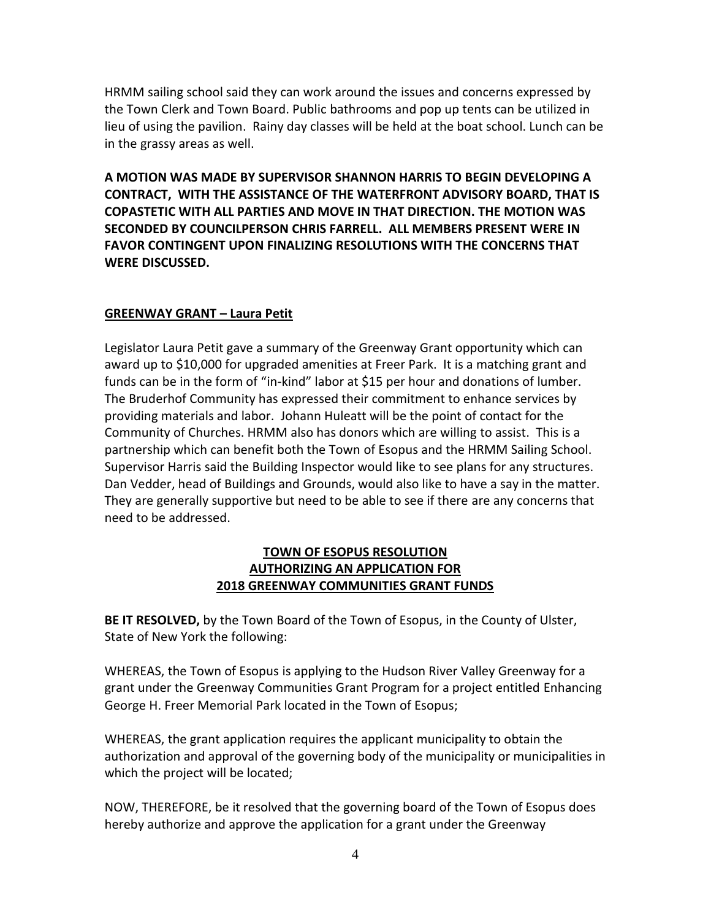HRMM sailing school said they can work around the issues and concerns expressed by the Town Clerk and Town Board. Public bathrooms and pop up tents can be utilized in lieu of using the pavilion. Rainy day classes will be held at the boat school. Lunch can be in the grassy areas as well.

**A MOTION WAS MADE BY SUPERVISOR SHANNON HARRIS TO BEGIN DEVELOPING A CONTRACT, WITH THE ASSISTANCE OF THE WATERFRONT ADVISORY BOARD, THAT IS COPASTETIC WITH ALL PARTIES AND MOVE IN THAT DIRECTION. THE MOTION WAS SECONDED BY COUNCILPERSON CHRIS FARRELL. ALL MEMBERS PRESENT WERE IN FAVOR CONTINGENT UPON FINALIZING RESOLUTIONS WITH THE CONCERNS THAT WERE DISCUSSED.**

**GREENWAY GRANT – Laura Petit**

Legislator Laura Petit gave a summary of the Greenway Grant opportunity which can award up to $10,000 for upgraded amenities at Freer Park. It is a matching grant and funds can be in the form of "in-kind" labor at $15 per hour and donations of lumber. The Bruderhof Community has expressed their commitment to enhance services by providing materials and labor. Johann Huleatt will be the point of contact for the Community of Churches. HRMM also has donors which are willing to assist. This is a partnership which can benefit both the Town of Esopus and the HRMM Sailing School. Supervisor Harris said the Building Inspector would like to see plans for any structures. Dan Vedder, head of Buildings and Grounds, would also like to have a say in the matter. They are generally supportive but need to be able to see if there are any concerns that need to be addressed.

**TOWN OF ESOPUS RESOLUTION**
**AUTHORIZING AN APPLICATION FOR**
**2018 GREENWAY COMMUNITIES GRANT FUNDS**

**BE IT RESOLVED,** by the Town Board of the Town of Esopus, in the County of Ulster, State of New York the following:

WHEREAS, the Town of Esopus is applying to the Hudson River Valley Greenway for a grant under the Greenway Communities Grant Program for a project entitled Enhancing George H. Freer Memorial Park located in the Town of Esopus;

WHEREAS, the grant application requires the applicant municipality to obtain the authorization and approval of the governing body of the municipality or municipalities in which the project will be located;

NOW, THEREFORE, be it resolved that the governing board of the Town of Esopus does hereby authorize and approve the application for a grant under the Greenway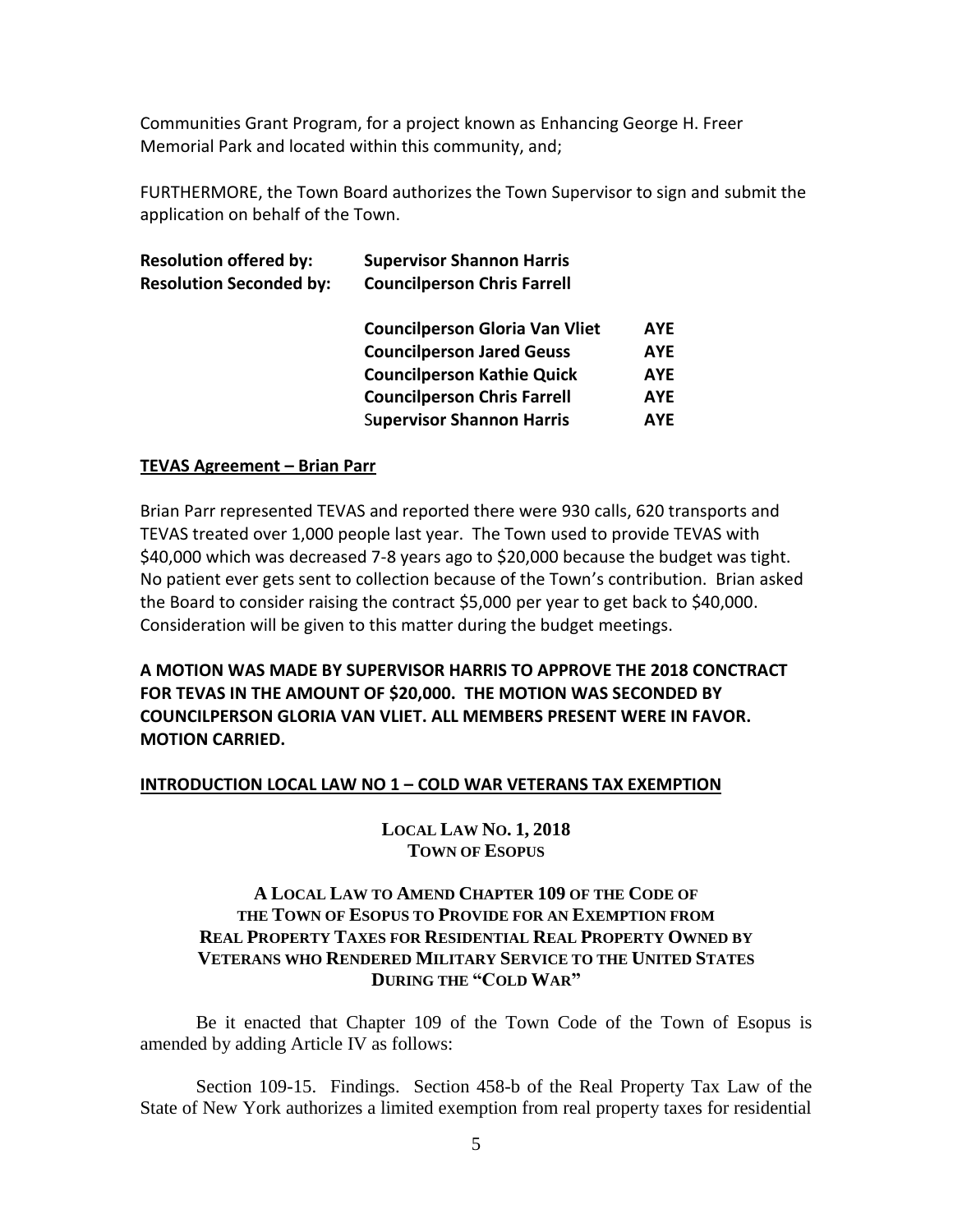Communities Grant Program, for a project known as Enhancing George H. Freer Memorial Park and located within this community, and;

FURTHERMORE, the Town Board authorizes the Town Supervisor to sign and submit the application on behalf of the Town.

**Resolution offered by:** **Supervisor Shannon Harris**
**Resolution Seconded by:** **Councilperson Chris Farrell**

| | |
|---|---|
| **Councilperson Gloria Van Vliet** | **AYE** |
| **Councilperson Jared Geuss** | **AYE** |
| **Councilperson Kathie Quick** | **AYE** |
| **Councilperson Chris Farrell** | **AYE** |
| **Supervisor Shannon Harris** | **AYE** |

**TEVAS Agreement – Brian Parr**

Brian Parr represented TEVAS and reported there were 930 calls, 620 transports and TEVAS treated over 1,000 people last year. The Town used to provide TEVAS with $40,000 which was decreased 7-8 years ago to $20,000 because the budget was tight. No patient ever gets sent to collection because of the Town's contribution. Brian asked the Board to consider raising the contract $5,000 per year to get back to $40,000. Consideration will be given to this matter during the budget meetings.

**A MOTION WAS MADE BY SUPERVISOR HARRIS TO APPROVE THE 2018 CONCTRACT FOR TEVAS IN THE AMOUNT OF $20,000. THE MOTION WAS SECONDED BY COUNCILPERSON GLORIA VAN VLIET. ALL MEMBERS PRESENT WERE IN FAVOR. MOTION CARRIED.**

**INTRODUCTION LOCAL LAW NO 1 – COLD WAR VETERANS TAX EXEMPTION**

**LOCAL LAW NO. 1, 2018**
**TOWN OF ESOPUS**

**A LOCAL LAW TO AMEND CHAPTER 109 OF THE CODE OF THE TOWN OF ESOPUS TO PROVIDE FOR AN EXEMPTION FROM REAL PROPERTY TAXES FOR RESIDENTIAL REAL PROPERTY OWNED BY VETERANS WHO RENDERED MILITARY SERVICE TO THE UNITED STATES DURING THE "COLD WAR"**

Be it enacted that Chapter 109 of the Town Code of the Town of Esopus is amended by adding Article IV as follows:

Section 109-15. Findings. Section 458-b of the Real Property Tax Law of the State of New York authorizes a limited exemption from real property taxes for residential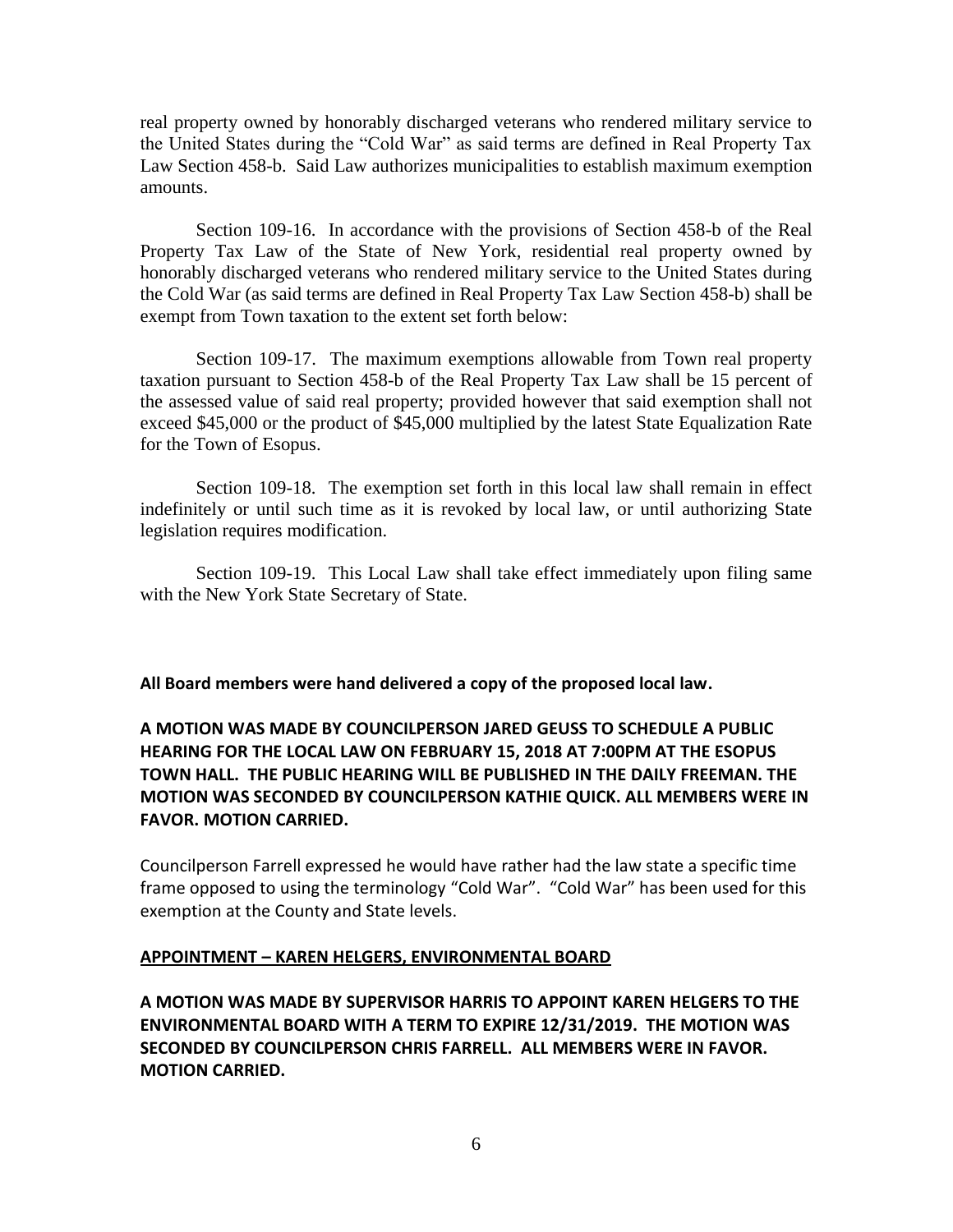real property owned by honorably discharged veterans who rendered military service to the United States during the "Cold War" as said terms are defined in Real Property Tax Law Section 458-b. Said Law authorizes municipalities to establish maximum exemption amounts.

Section 109-16. In accordance with the provisions of Section 458-b of the Real Property Tax Law of the State of New York, residential real property owned by honorably discharged veterans who rendered military service to the United States during the Cold War (as said terms are defined in Real Property Tax Law Section 458-b) shall be exempt from Town taxation to the extent set forth below:

Section 109-17. The maximum exemptions allowable from Town real property taxation pursuant to Section 458-b of the Real Property Tax Law shall be 15 percent of the assessed value of said real property; provided however that said exemption shall not exceed $45,000 or the product of $45,000 multiplied by the latest State Equalization Rate for the Town of Esopus.

Section 109-18. The exemption set forth in this local law shall remain in effect indefinitely or until such time as it is revoked by local law, or until authorizing State legislation requires modification.

Section 109-19. This Local Law shall take effect immediately upon filing same with the New York State Secretary of State.

**All Board members were hand delivered a copy of the proposed local law.**

**A MOTION WAS MADE BY COUNCILPERSON JARED GEUSS TO SCHEDULE A PUBLIC HEARING FOR THE LOCAL LAW ON FEBRUARY 15, 2018 AT 7:00PM AT THE ESOPUS TOWN HALL. THE PUBLIC HEARING WILL BE PUBLISHED IN THE DAILY FREEMAN. THE MOTION WAS SECONDED BY COUNCILPERSON KATHIE QUICK. ALL MEMBERS WERE IN FAVOR. MOTION CARRIED.**

Councilperson Farrell expressed he would have rather had the law state a specific time frame opposed to using the terminology "Cold War". "Cold War" has been used for this exemption at the County and State levels.

**APPOINTMENT – KAREN HELGERS, ENVIRONMENTAL BOARD**

**A MOTION WAS MADE BY SUPERVISOR HARRIS TO APPOINT KAREN HELGERS TO THE ENVIRONMENTAL BOARD WITH A TERM TO EXPIRE 12/31/2019. THE MOTION WAS SECONDED BY COUNCILPERSON CHRIS FARRELL. ALL MEMBERS WERE IN FAVOR. MOTION CARRIED.**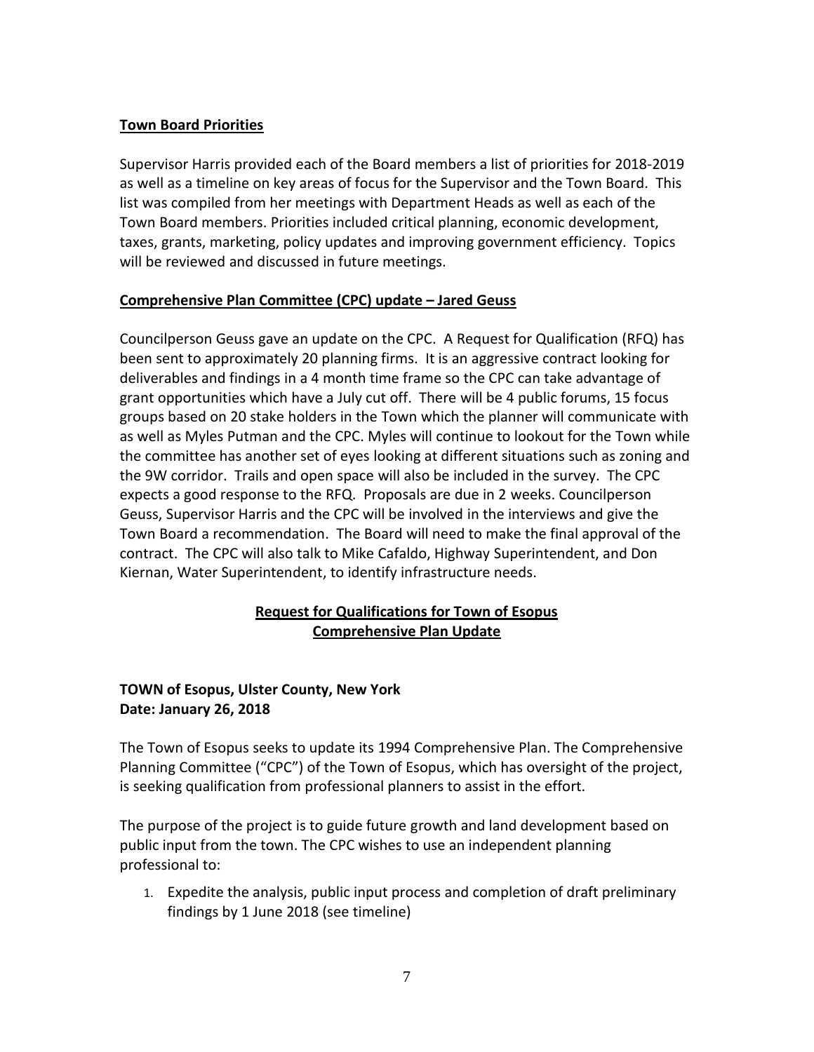**Town Board Priorities**

Supervisor Harris provided each of the Board members a list of priorities for 2018-2019 as well as a timeline on key areas of focus for the Supervisor and the Town Board. This list was compiled from her meetings with Department Heads as well as each of the Town Board members. Priorities included critical planning, economic development, taxes, grants, marketing, policy updates and improving government efficiency. Topics will be reviewed and discussed in future meetings.

**Comprehensive Plan Committee (CPC) update – Jared Geuss**

Councilperson Geuss gave an update on the CPC. A Request for Qualification (RFQ) has been sent to approximately 20 planning firms. It is an aggressive contract looking for deliverables and findings in a 4 month time frame so the CPC can take advantage of grant opportunities which have a July cut off. There will be 4 public forums, 15 focus groups based on 20 stake holders in the Town which the planner will communicate with as well as Myles Putman and the CPC. Myles will continue to lookout for the Town while the committee has another set of eyes looking at different situations such as zoning and the 9W corridor. Trails and open space will also be included in the survey. The CPC expects a good response to the RFQ. Proposals are due in 2 weeks. Councilperson Geuss, Supervisor Harris and the CPC will be involved in the interviews and give the Town Board a recommendation. The Board will need to make the final approval of the contract. The CPC will also talk to Mike Cafaldo, Highway Superintendent, and Don Kiernan, Water Superintendent, to identify infrastructure needs.

**Request for Qualifications for Town of Esopus**
**Comprehensive Plan Update**

**TOWN of Esopus, Ulster County, New York**
**Date: January 26, 2018**

The Town of Esopus seeks to update its 1994 Comprehensive Plan. The Comprehensive Planning Committee ("CPC") of the Town of Esopus, which has oversight of the project, is seeking qualification from professional planners to assist in the effort.

The purpose of the project is to guide future growth and land development based on public input from the town. The CPC wishes to use an independent planning professional to:

1. Expedite the analysis, public input process and completion of draft preliminary findings by 1 June 2018 (see timeline)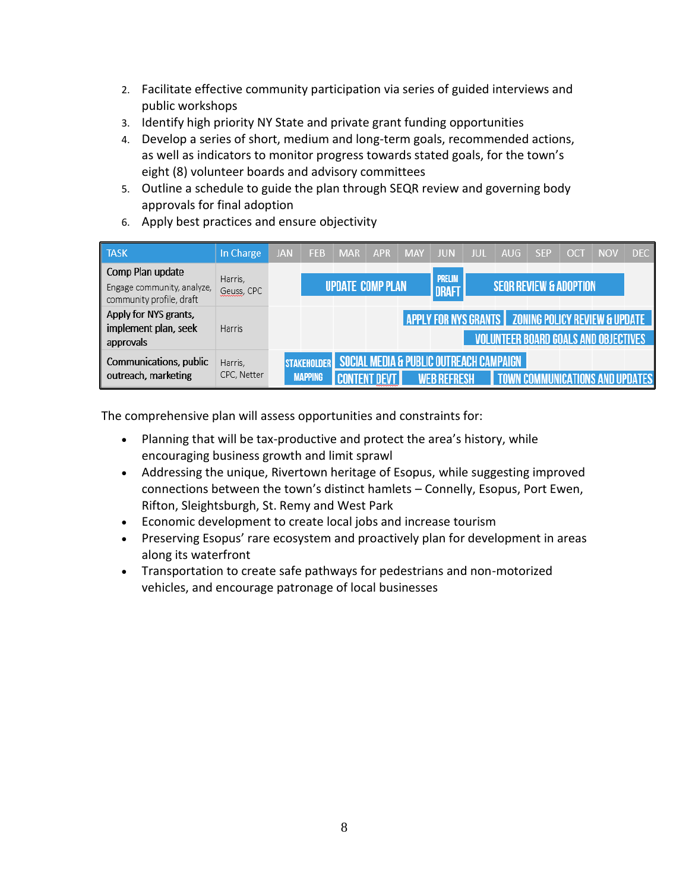2. Facilitate effective community participation via series of guided interviews and public workshops
3. Identify high priority NY State and private grant funding opportunities
4. Develop a series of short, medium and long-term goals, recommended actions, as well as indicators to monitor progress towards stated goals, for the town's eight (8) volunteer boards and advisory committees
5. Outline a schedule to guide the plan through SEQR review and governing body approvals for final adoption
6. Apply best practices and ensure objectivity

| TASK | In Charge | JAN | FEB | MAR | APR | MAY | JUN | JUL | AUG | SEP | OCT | NOV | DEC |
|---|---|---|---|---|---|---|---|---|---|---|---|---|---|
| Comp Plan update<br>Engage community, analyze, community profile, draft | Harris, Geuss, CPC | | UPDATE COMP PLAN | | | | PRELIM DRAFT | SEQR REVIEW & ADOPTION | | | | | |
| Apply for NYS grants, implement plan, seek approvals | Harris | | | | | APPLY FOR NYS GRANTS | | VOLUNTEER BOARD GOALS AND OBJECTIVES | ZONING POLICY REVIEW & UPDATE | | | | |
| Communications, public outreach, marketing | Harris, CPC, Netter | STAKEHOLDER MAPPING | | SOCIAL MEDIA & PUBLIC OUTREACH CAMPAIGN<br>CONTENT DEVT | | WEB REFRESH | | | TOWN COMMUNICATIONS AND UPDATES | | | | |

The comprehensive plan will assess opportunities and constraints for:

- Planning that will be tax-productive and protect the area's history, while encouraging business growth and limit sprawl
- Addressing the unique, Rivertown heritage of Esopus, while suggesting improved connections between the town's distinct hamlets – Connelly, Esopus, Port Ewen, Rifton, Sleightsburgh, St. Remy and West Park
- Economic development to create local jobs and increase tourism
- Preserving Esopus' rare ecosystem and proactively plan for development in areas along its waterfront
- Transportation to create safe pathways for pedestrians and non-motorized vehicles, and encourage patronage of local businesses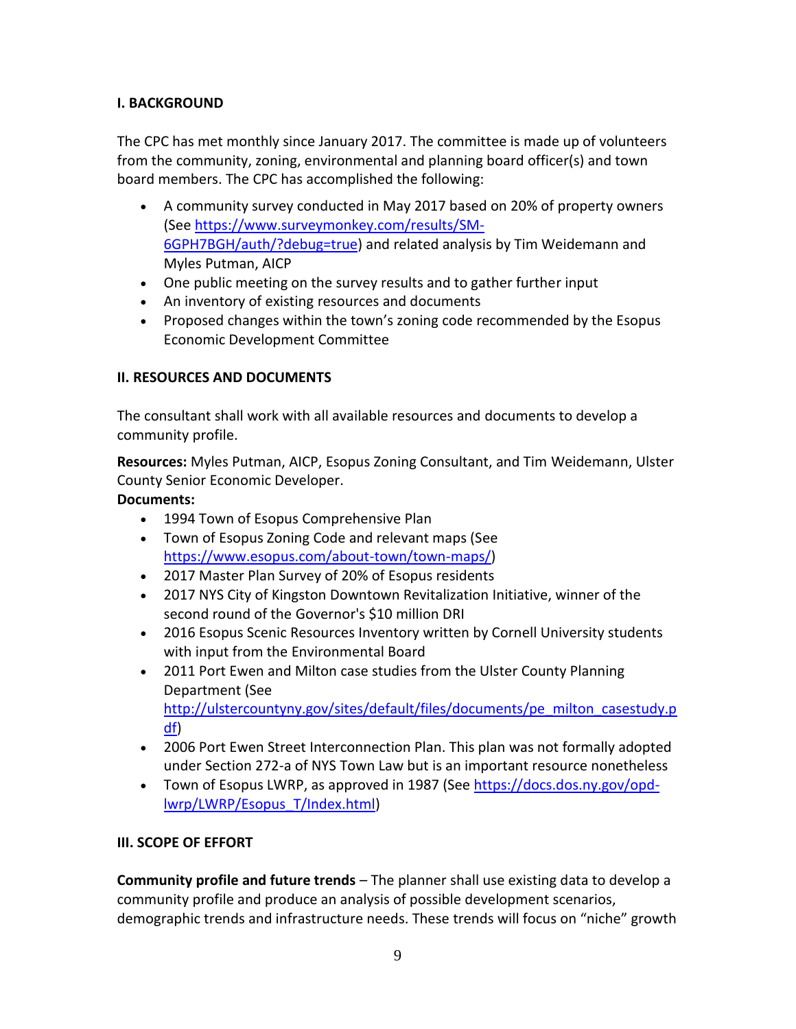## I. BACKGROUND

The CPC has met monthly since January 2017. The committee is made up of volunteers from the community, zoning, environmental and planning board officer(s) and town board members. The CPC has accomplished the following:

- A community survey conducted in May 2017 based on 20% of property owners (See https://www.surveymonkey.com/results/SM-6GPH7BGH/auth/?debug=true) and related analysis by Tim Weidemann and Myles Putman, AICP
- One public meeting on the survey results and to gather further input
- An inventory of existing resources and documents
- Proposed changes within the town's zoning code recommended by the Esopus Economic Development Committee

## II. RESOURCES AND DOCUMENTS

The consultant shall work with all available resources and documents to develop a community profile.

**Resources:** Myles Putman, AICP, Esopus Zoning Consultant, and Tim Weidemann, Ulster County Senior Economic Developer.

**Documents:**

- 1994 Town of Esopus Comprehensive Plan
- Town of Esopus Zoning Code and relevant maps (See https://www.esopus.com/about-town/town-maps/)
- 2017 Master Plan Survey of 20% of Esopus residents
- 2017 NYS City of Kingston Downtown Revitalization Initiative, winner of the second round of the Governor's $10 million DRI
- 2016 Esopus Scenic Resources Inventory written by Cornell University students with input from the Environmental Board
- 2011 Port Ewen and Milton case studies from the Ulster County Planning Department (See http://ulstercountyny.gov/sites/default/files/documents/pe_milton_casestudy.pdf)
- 2006 Port Ewen Street Interconnection Plan. This plan was not formally adopted under Section 272-a of NYS Town Law but is an important resource nonetheless
- Town of Esopus LWRP, as approved in 1987 (See https://docs.dos.ny.gov/opd-lwrp/LWRP/Esopus_T/Index.html)

## III. SCOPE OF EFFORT

**Community profile and future trends** – The planner shall use existing data to develop a community profile and produce an analysis of possible development scenarios, demographic trends and infrastructure needs. These trends will focus on "niche" growth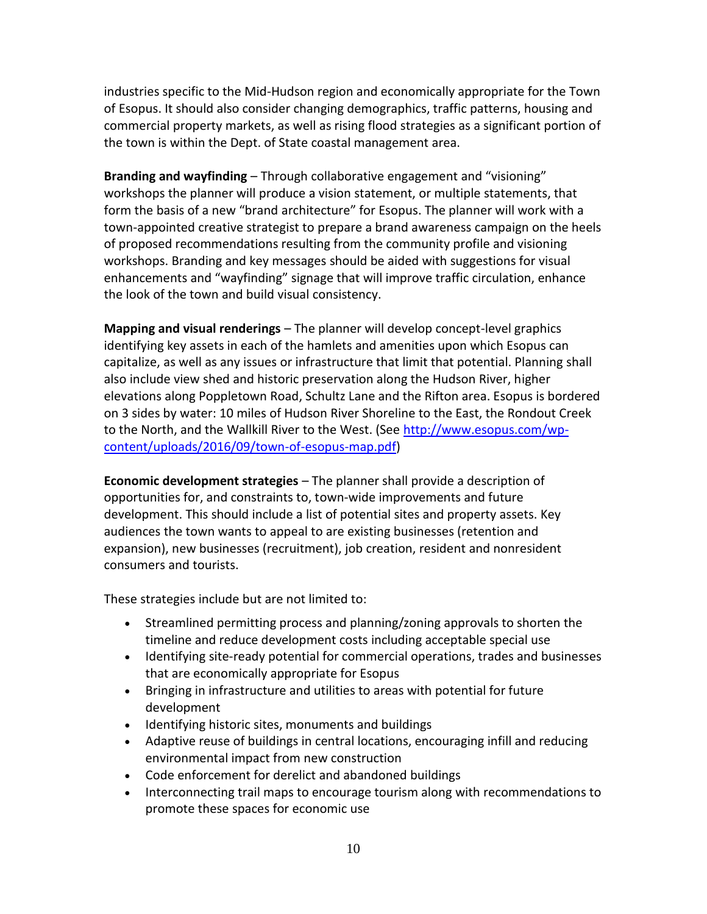industries specific to the Mid-Hudson region and economically appropriate for the Town of Esopus. It should also consider changing demographics, traffic patterns, housing and commercial property markets, as well as rising flood strategies as a significant portion of the town is within the Dept. of State coastal management area.

**Branding and wayfinding** – Through collaborative engagement and "visioning" workshops the planner will produce a vision statement, or multiple statements, that form the basis of a new "brand architecture" for Esopus. The planner will work with a town-appointed creative strategist to prepare a brand awareness campaign on the heels of proposed recommendations resulting from the community profile and visioning workshops. Branding and key messages should be aided with suggestions for visual enhancements and "wayfinding" signage that will improve traffic circulation, enhance the look of the town and build visual consistency.

**Mapping and visual renderings** – The planner will develop concept-level graphics identifying key assets in each of the hamlets and amenities upon which Esopus can capitalize, as well as any issues or infrastructure that limit that potential. Planning shall also include view shed and historic preservation along the Hudson River, higher elevations along Poppletown Road, Schultz Lane and the Rifton area. Esopus is bordered on 3 sides by water: 10 miles of Hudson River Shoreline to the East, the Rondout Creek to the North, and the Wallkill River to the West. (See [http://www.esopus.com/wp-content/uploads/2016/09/town-of-esopus-map.pdf](http://www.esopus.com/wp-content/uploads/2016/09/town-of-esopus-map.pdf))

**Economic development strategies** – The planner shall provide a description of opportunities for, and constraints to, town-wide improvements and future development. This should include a list of potential sites and property assets. Key audiences the town wants to appeal to are existing businesses (retention and expansion), new businesses (recruitment), job creation, resident and nonresident consumers and tourists.

These strategies include but are not limited to:

- Streamlined permitting process and planning/zoning approvals to shorten the timeline and reduce development costs including acceptable special use
- Identifying site-ready potential for commercial operations, trades and businesses that are economically appropriate for Esopus
- Bringing in infrastructure and utilities to areas with potential for future development
- Identifying historic sites, monuments and buildings
- Adaptive reuse of buildings in central locations, encouraging infill and reducing environmental impact from new construction
- Code enforcement for derelict and abandoned buildings
- Interconnecting trail maps to encourage tourism along with recommendations to promote these spaces for economic use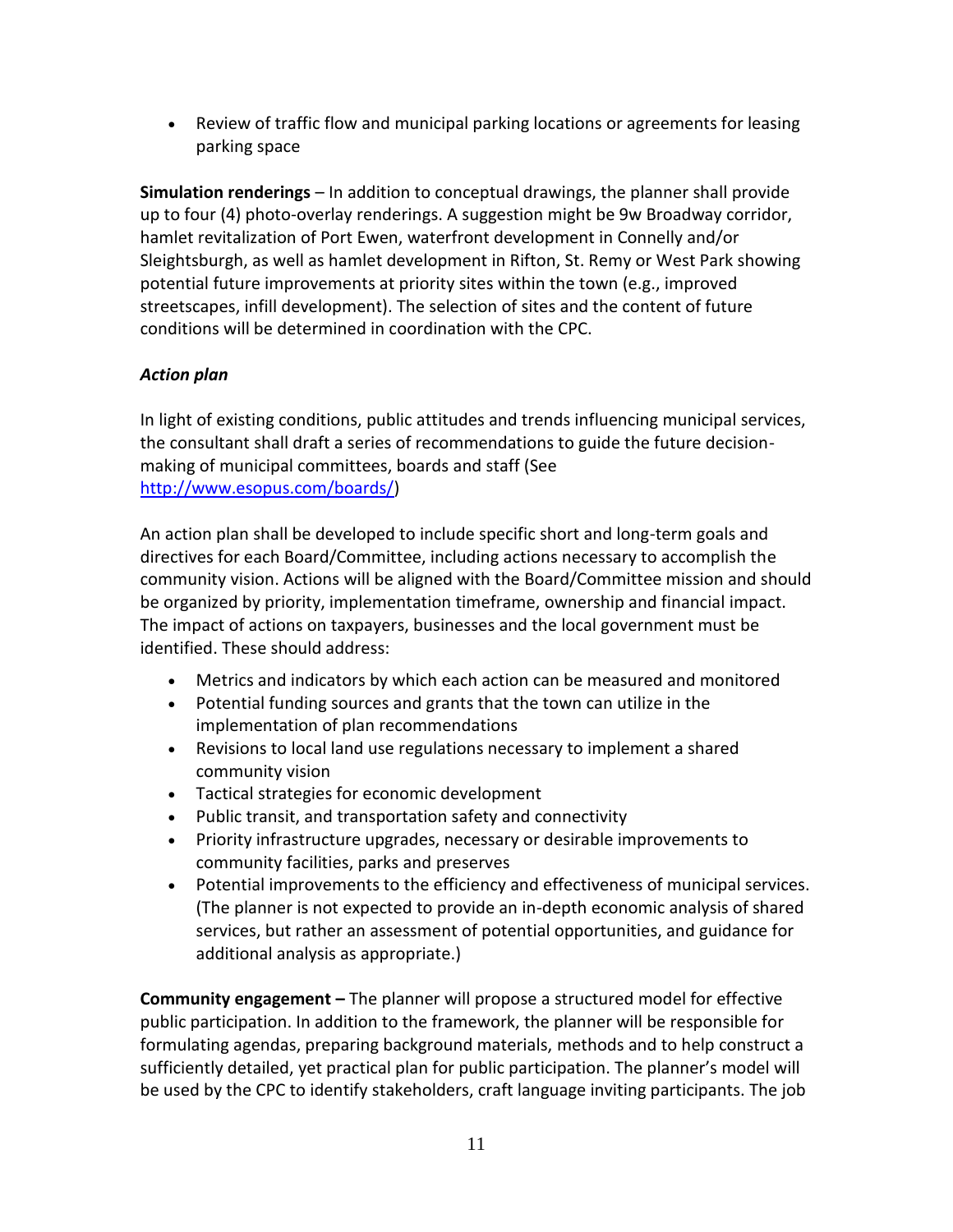- Review of traffic flow and municipal parking locations or agreements for leasing parking space

**Simulation renderings** – In addition to conceptual drawings, the planner shall provide up to four (4) photo-overlay renderings. A suggestion might be 9w Broadway corridor, hamlet revitalization of Port Ewen, waterfront development in Connelly and/or Sleightsburgh, as well as hamlet development in Rifton, St. Remy or West Park showing potential future improvements at priority sites within the town (e.g., improved streetscapes, infill development). The selection of sites and the content of future conditions will be determined in coordination with the CPC.

***Action plan***

In light of existing conditions, public attitudes and trends influencing municipal services, the consultant shall draft a series of recommendations to guide the future decision-making of municipal committees, boards and staff (See [http://www.esopus.com/boards/](http://www.esopus.com/boards/))

An action plan shall be developed to include specific short and long-term goals and directives for each Board/Committee, including actions necessary to accomplish the community vision. Actions will be aligned with the Board/Committee mission and should be organized by priority, implementation timeframe, ownership and financial impact. The impact of actions on taxpayers, businesses and the local government must be identified. These should address:

- Metrics and indicators by which each action can be measured and monitored
- Potential funding sources and grants that the town can utilize in the implementation of plan recommendations
- Revisions to local land use regulations necessary to implement a shared community vision
- Tactical strategies for economic development
- Public transit, and transportation safety and connectivity
- Priority infrastructure upgrades, necessary or desirable improvements to community facilities, parks and preserves
- Potential improvements to the efficiency and effectiveness of municipal services. (The planner is not expected to provide an in-depth economic analysis of shared services, but rather an assessment of potential opportunities, and guidance for additional analysis as appropriate.)

**Community engagement –** The planner will propose a structured model for effective public participation. In addition to the framework, the planner will be responsible for formulating agendas, preparing background materials, methods and to help construct a sufficiently detailed, yet practical plan for public participation. The planner's model will be used by the CPC to identify stakeholders, craft language inviting participants. The job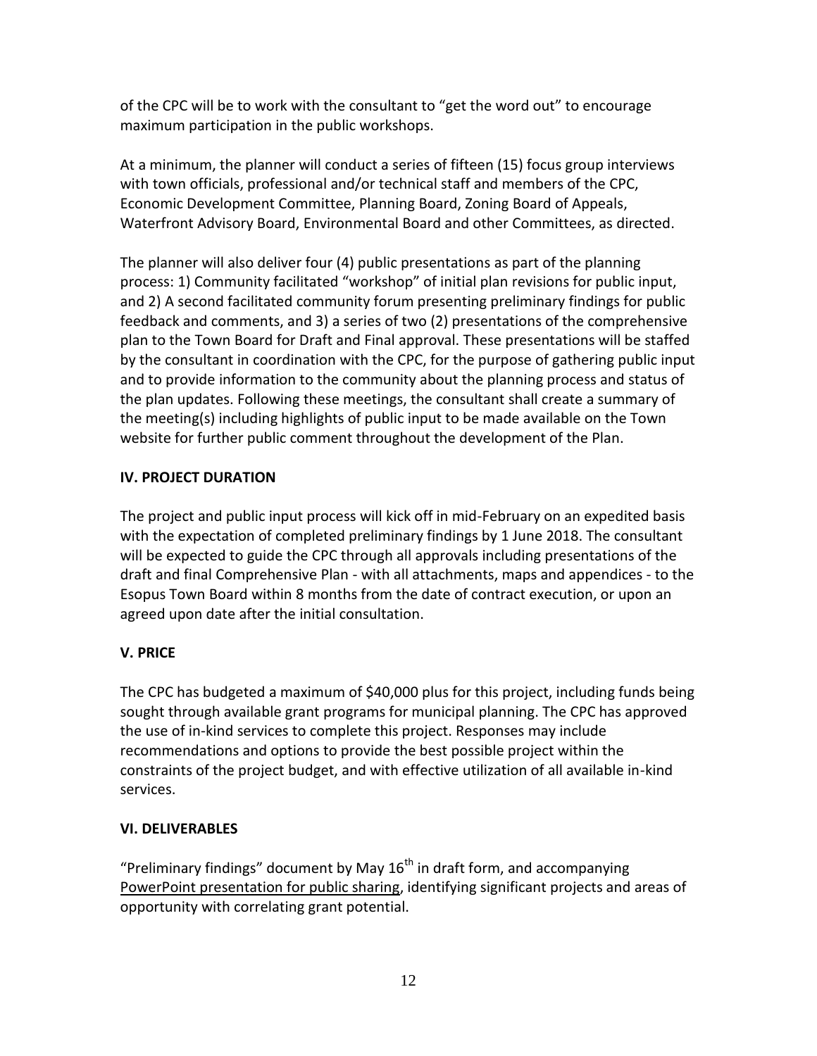of the CPC will be to work with the consultant to "get the word out" to encourage maximum participation in the public workshops.

At a minimum, the planner will conduct a series of fifteen (15) focus group interviews with town officials, professional and/or technical staff and members of the CPC, Economic Development Committee, Planning Board, Zoning Board of Appeals, Waterfront Advisory Board, Environmental Board and other Committees, as directed.

The planner will also deliver four (4) public presentations as part of the planning process: 1) Community facilitated "workshop" of initial plan revisions for public input, and 2) A second facilitated community forum presenting preliminary findings for public feedback and comments, and 3) a series of two (2) presentations of the comprehensive plan to the Town Board for Draft and Final approval. These presentations will be staffed by the consultant in coordination with the CPC, for the purpose of gathering public input and to provide information to the community about the planning process and status of the plan updates. Following these meetings, the consultant shall create a summary of the meeting(s) including highlights of public input to be made available on the Town website for further public comment throughout the development of the Plan.

## IV. PROJECT DURATION

The project and public input process will kick off in mid-February on an expedited basis with the expectation of completed preliminary findings by 1 June 2018. The consultant will be expected to guide the CPC through all approvals including presentations of the draft and final Comprehensive Plan - with all attachments, maps and appendices - to the Esopus Town Board within 8 months from the date of contract execution, or upon an agreed upon date after the initial consultation.

## V. PRICE

The CPC has budgeted a maximum of $40,000 plus for this project, including funds being sought through available grant programs for municipal planning. The CPC has approved the use of in-kind services to complete this project. Responses may include recommendations and options to provide the best possible project within the constraints of the project budget, and with effective utilization of all available in-kind services.

## VI. DELIVERABLES

"Preliminary findings" document by May 16th in draft form, and accompanying PowerPoint presentation for public sharing, identifying significant projects and areas of opportunity with correlating grant potential.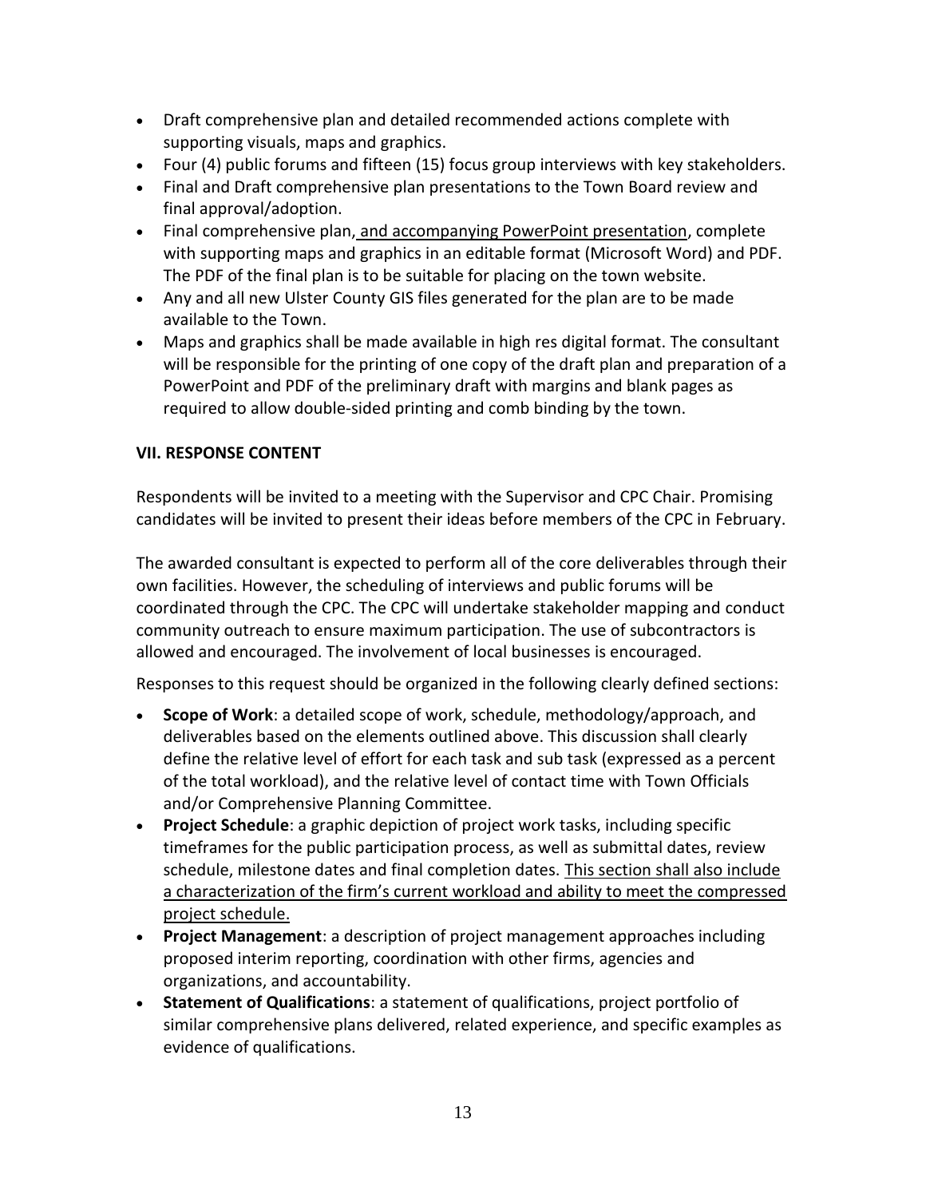- Draft comprehensive plan and detailed recommended actions complete with supporting visuals, maps and graphics.
- Four (4) public forums and fifteen (15) focus group interviews with key stakeholders.
- Final and Draft comprehensive plan presentations to the Town Board review and final approval/adoption.
- Final comprehensive plan, and accompanying PowerPoint presentation, complete with supporting maps and graphics in an editable format (Microsoft Word) and PDF. The PDF of the final plan is to be suitable for placing on the town website.
- Any and all new Ulster County GIS files generated for the plan are to be made available to the Town.
- Maps and graphics shall be made available in high res digital format. The consultant will be responsible for the printing of one copy of the draft plan and preparation of a PowerPoint and PDF of the preliminary draft with margins and blank pages as required to allow double-sided printing and comb binding by the town.

## VII. RESPONSE CONTENT

Respondents will be invited to a meeting with the Supervisor and CPC Chair. Promising candidates will be invited to present their ideas before members of the CPC in February.

The awarded consultant is expected to perform all of the core deliverables through their own facilities. However, the scheduling of interviews and public forums will be coordinated through the CPC. The CPC will undertake stakeholder mapping and conduct community outreach to ensure maximum participation. The use of subcontractors is allowed and encouraged. The involvement of local businesses is encouraged.

Responses to this request should be organized in the following clearly defined sections:

- **Scope of Work**: a detailed scope of work, schedule, methodology/approach, and deliverables based on the elements outlined above. This discussion shall clearly define the relative level of effort for each task and sub task (expressed as a percent of the total workload), and the relative level of contact time with Town Officials and/or Comprehensive Planning Committee.
- **Project Schedule**: a graphic depiction of project work tasks, including specific timeframes for the public participation process, as well as submittal dates, review schedule, milestone dates and final completion dates. This section shall also include a characterization of the firm's current workload and ability to meet the compressed project schedule.
- **Project Management**: a description of project management approaches including proposed interim reporting, coordination with other firms, agencies and organizations, and accountability.
- **Statement of Qualifications**: a statement of qualifications, project portfolio of similar comprehensive plans delivered, related experience, and specific examples as evidence of qualifications.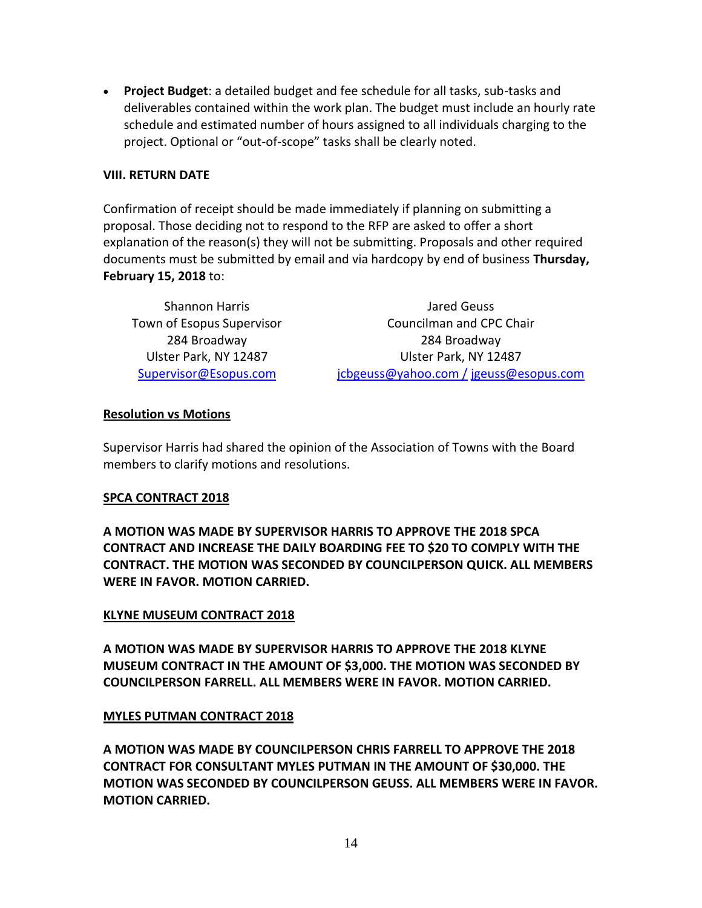- **Project Budget**: a detailed budget and fee schedule for all tasks, sub-tasks and deliverables contained within the work plan. The budget must include an hourly rate schedule and estimated number of hours assigned to all individuals charging to the project. Optional or "out-of-scope" tasks shall be clearly noted.

**VIII. RETURN DATE**

Confirmation of receipt should be made immediately if planning on submitting a proposal. Those deciding not to respond to the RFP are asked to offer a short explanation of the reason(s) they will not be submitting. Proposals and other required documents must be submitted by email and via hardcopy by end of business **Thursday, February 15, 2018** to:

Shannon Harris
Town of Esopus Supervisor
284 Broadway
Ulster Park, NY 12487
Supervisor@Esopus.com

Jared Geuss
Councilman and CPC Chair
284 Broadway
Ulster Park, NY 12487
jcbgeuss@yahoo.com / jgeuss@esopus.com

**Resolution vs Motions**

Supervisor Harris had shared the opinion of the Association of Towns with the Board members to clarify motions and resolutions.

**SPCA CONTRACT 2018**

**A MOTION WAS MADE BY SUPERVISOR HARRIS TO APPROVE THE 2018 SPCA CONTRACT AND INCREASE THE DAILY BOARDING FEE TO $20 TO COMPLY WITH THE CONTRACT. THE MOTION WAS SECONDED BY COUNCILPERSON QUICK. ALL MEMBERS WERE IN FAVOR. MOTION CARRIED.**

**KLYNE MUSEUM CONTRACT 2018**

**A MOTION WAS MADE BY SUPERVISOR HARRIS TO APPROVE THE 2018 KLYNE MUSEUM CONTRACT IN THE AMOUNT OF $3,000. THE MOTION WAS SECONDED BY COUNCILPERSON FARRELL. ALL MEMBERS WERE IN FAVOR. MOTION CARRIED.**

**MYLES PUTMAN CONTRACT 2018**

**A MOTION WAS MADE BY COUNCILPERSON CHRIS FARRELL TO APPROVE THE 2018 CONTRACT FOR CONSULTANT MYLES PUTMAN IN THE AMOUNT OF $30,000. THE MOTION WAS SECONDED BY COUNCILPERSON GEUSS. ALL MEMBERS WERE IN FAVOR. MOTION CARRIED.**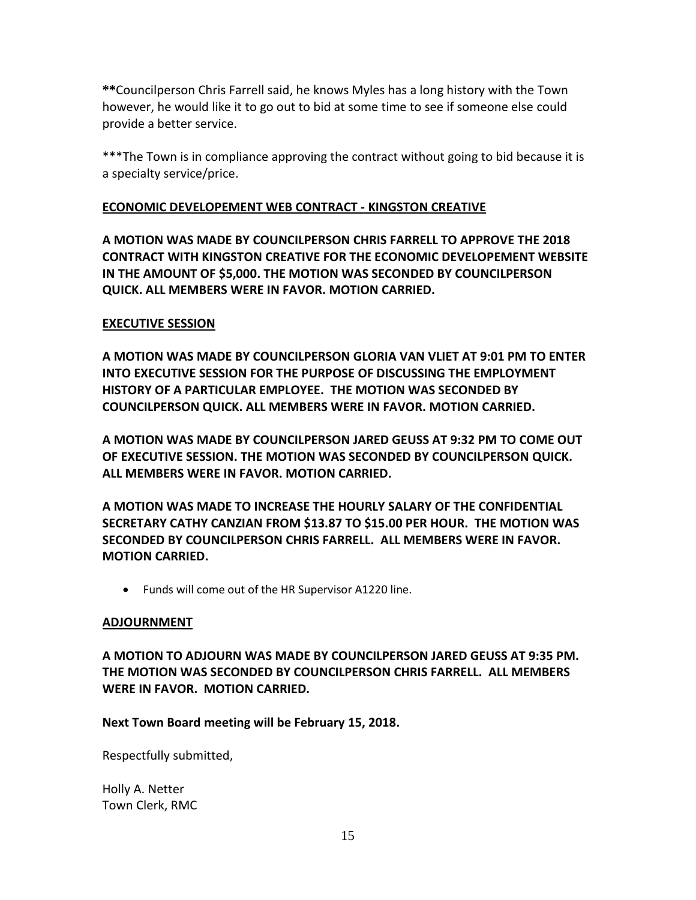**Councilperson Chris Farrell said, he knows Myles has a long history with the Town however, he would like it to go out to bid at some time to see if someone else could provide a better service.

***The Town is in compliance approving the contract without going to bid because it is a specialty service/price.

## ECONOMIC DEVELOPEMENT WEB CONTRACT - KINGSTON CREATIVE

**A MOTION WAS MADE BY COUNCILPERSON CHRIS FARRELL TO APPROVE THE 2018 CONTRACT WITH KINGSTON CREATIVE FOR THE ECONOMIC DEVELOPEMENT WEBSITE IN THE AMOUNT OF $5,000. THE MOTION WAS SECONDED BY COUNCILPERSON QUICK. ALL MEMBERS WERE IN FAVOR. MOTION CARRIED.**

## EXECUTIVE SESSION

**A MOTION WAS MADE BY COUNCILPERSON GLORIA VAN VLIET AT 9:01 PM TO ENTER INTO EXECUTIVE SESSION FOR THE PURPOSE OF DISCUSSING THE EMPLOYMENT HISTORY OF A PARTICULAR EMPLOYEE. THE MOTION WAS SECONDED BY COUNCILPERSON QUICK. ALL MEMBERS WERE IN FAVOR. MOTION CARRIED.**

**A MOTION WAS MADE BY COUNCILPERSON JARED GEUSS AT 9:32 PM TO COME OUT OF EXECUTIVE SESSION. THE MOTION WAS SECONDED BY COUNCILPERSON QUICK. ALL MEMBERS WERE IN FAVOR. MOTION CARRIED.**

**A MOTION WAS MADE TO INCREASE THE HOURLY SALARY OF THE CONFIDENTIAL SECRETARY CATHY CANZIAN FROM $13.87 TO $15.00 PER HOUR. THE MOTION WAS SECONDED BY COUNCILPERSON CHRIS FARRELL. ALL MEMBERS WERE IN FAVOR. MOTION CARRIED.**

- Funds will come out of the HR Supervisor A1220 line.

## ADJOURNMENT

**A MOTION TO ADJOURN WAS MADE BY COUNCILPERSON JARED GEUSS AT 9:35 PM. THE MOTION WAS SECONDED BY COUNCILPERSON CHRIS FARRELL. ALL MEMBERS WERE IN FAVOR. MOTION CARRIED.**

**Next Town Board meeting will be February 15, 2018.**

Respectfully submitted,

Holly A. Netter
Town Clerk, RMC